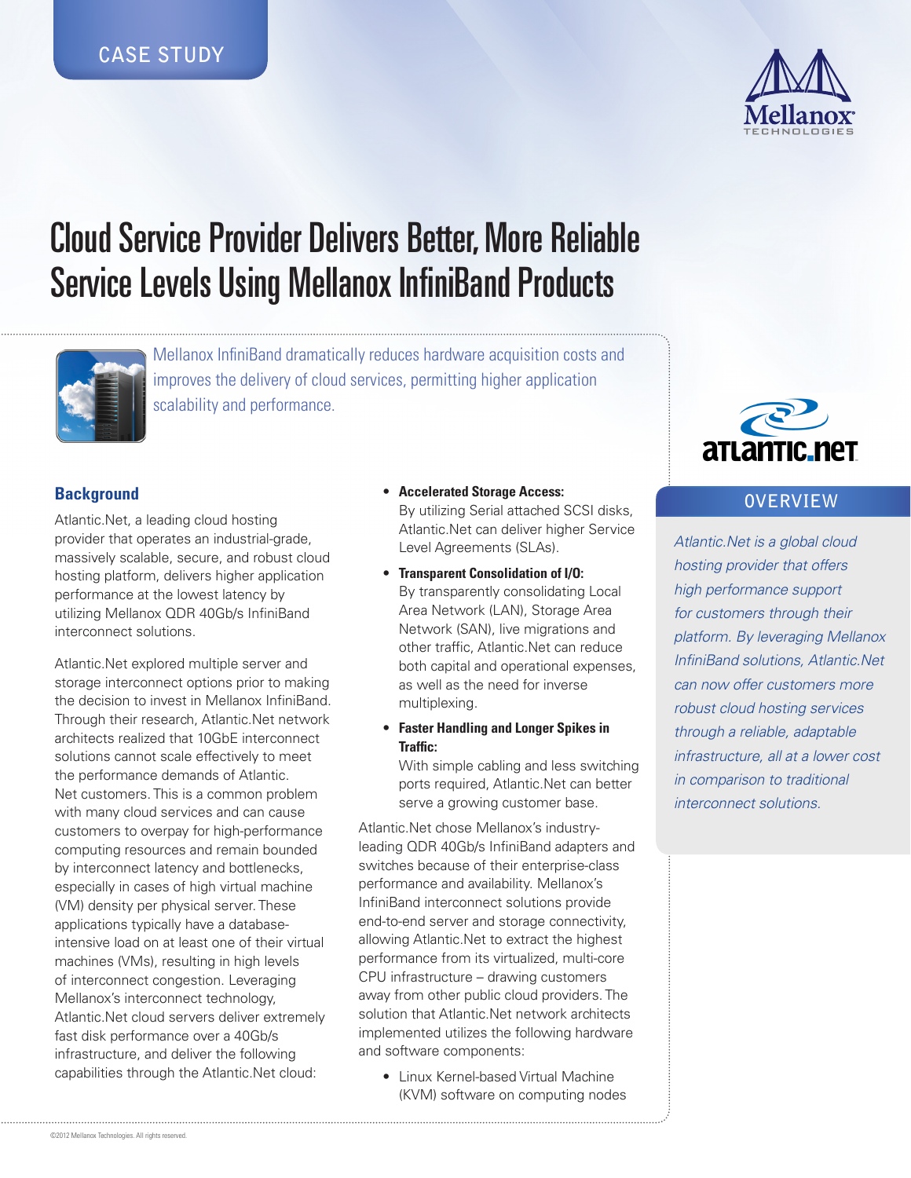CASE STUDY

# Cloud Service Provider Delivers Better, More Reliable Service Levels Using Mellanox InfiniBand Products

Mellanox InfiniBand dramatically reduces hardware acquisition costs and improves the delivery of cloud services, permitting higher application scalability and performance.

## Background

Atlantic.Net, a leading cloud hosting provider that operates an industrial-grade, massively scalable, secure, and robust cloud hosting platform, delivers higher application performance at the lowest latency by utilizing Mellanox QDR 40Gb/s InfiniBand interconnect solutions.

Atlantic.Net explored multiple server and storage interconnect options prior to making the decision to invest in Mellanox InfiniBand. Through their research, Atlantic.Net network architects realized that 10GbE interconnect solutions cannot scale effectively to meet the performance demands of Atlantic.Net customers. This is a common problem with many cloud services and can cause customers to overpay for high-performance computing resources and remain bounded by interconnect latency and bottlenecks, especially in cases of high virtual machine (VM) density per physical server. These applications typically have a database-intensive load on at least one of their virtual machines (VMs), resulting in high levels of interconnect congestion. Leveraging Mellanox's interconnect technology, Atlantic.Net cloud servers deliver extremely fast disk performance over a 40Gb/s infrastructure, and deliver the following capabilities through the Atlantic.Net cloud:

- **Accelerated Storage Access:** By utilizing Serial attached SCSI disks, Atlantic.Net can deliver higher Service Level Agreements (SLAs).
- **Transparent Consolidation of I/O:** By transparently consolidating Local Area Network (LAN), Storage Area Network (SAN), live migrations and other traffic, Atlantic.Net can reduce both capital and operational expenses, as well as the need for inverse multiplexing.
- **Faster Handling and Longer Spikes in Traffic:** With simple cabling and less switching ports required, Atlantic.Net can better serve a growing customer base.

Atlantic.Net chose Mellanox's industry-leading QDR 40Gb/s InfiniBand adapters and switches because of their enterprise-class performance and availability. Mellanox's InfiniBand interconnect solutions provide end-to-end server and storage connectivity, allowing Atlantic.Net to extract the highest performance from its virtualized, multi-core CPU infrastructure – drawing customers away from other public cloud providers. The solution that Atlantic.Net network architects implemented utilizes the following hardware and software components:

- Linux Kernel-based Virtual Machine (KVM) software on computing nodes

## OVERVIEW

*Atlantic.Net is a global cloud hosting provider that offers high performance support for customers through their platform. By leveraging Mellanox InfiniBand solutions, Atlantic.Net can now offer customers more robust cloud hosting services through a reliable, adaptable infrastructure, all at a lower cost in comparison to traditional interconnect solutions.*

©2012 Mellanox Technologies. All rights reserved.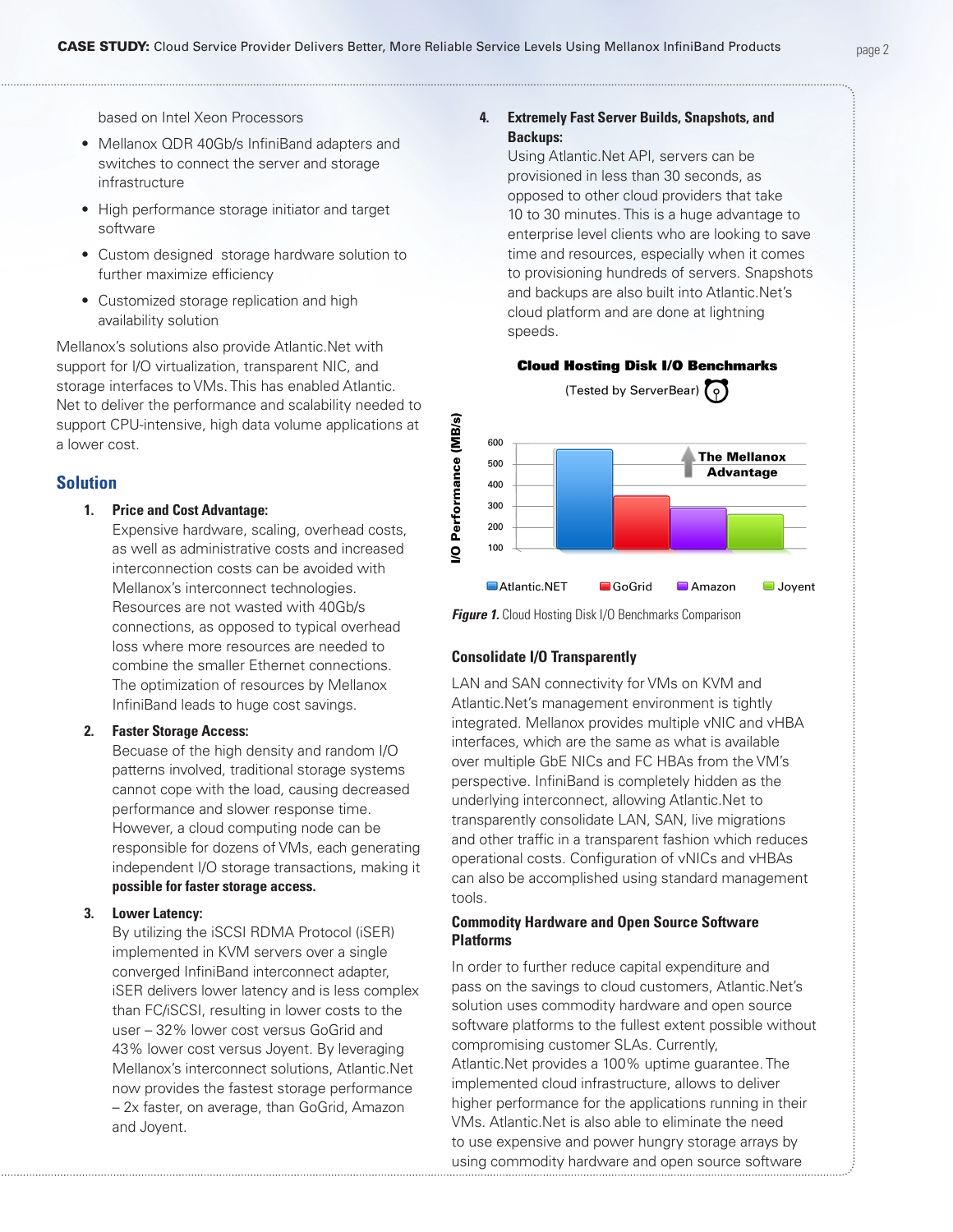based on Intel Xeon Processors

- Mellanox QDR 40Gb/s InfiniBand adapters and switches to connect the server and storage infrastructure
- High performance storage initiator and target software
- Custom designed storage hardware solution to further maximize efficiency
- Customized storage replication and high availability solution

Mellanox's solutions also provide Atlantic.Net with support for I/O virtualization, transparent NIC, and storage interfaces to VMs. This has enabled Atlantic.Net to deliver the performance and scalability needed to support CPU-intensive, high data volume applications at a lower cost.

## Solution

1. **Price and Cost Advantage:**
   Expensive hardware, scaling, overhead costs, as well as administrative costs and increased interconnection costs can be avoided with Mellanox's interconnect technologies. Resources are not wasted with 40Gb/s connections, as opposed to typical overhead loss where more resources are needed to combine the smaller Ethernet connections. The optimization of resources by Mellanox InfiniBand leads to huge cost savings.

2. **Faster Storage Access:**
   Becuase of the high density and random I/O patterns involved, traditional storage systems cannot cope with the load, causing decreased performance and slower response time. However, a cloud computing node can be responsible for dozens of VMs, each generating independent I/O storage transactions, making it **possible for faster storage access.**

3. **Lower Latency:**
   By utilizing the iSCSI RDMA Protocol (iSER) implemented in KVM servers over a single converged InfiniBand interconnect adapter, iSER delivers lower latency and is less complex than FC/iSCSI, resulting in lower costs to the user – 32% lower cost versus GoGrid and 43% lower cost versus Joyent. By leveraging Mellanox's interconnect solutions, Atlantic.Net now provides the fastest storage performance – 2x faster, on average, than GoGrid, Amazon and Joyent.

4. **Extremely Fast Server Builds, Snapshots, and Backups:**
   Using Atlantic.Net API, servers can be provisioned in less than 30 seconds, as opposed to other cloud providers that take 10 to 30 minutes. This is a huge advantage to enterprise level clients who are looking to save time and resources, especially when it comes to provisioning hundreds of servers. Snapshots and backups are also built into Atlantic.Net's cloud platform and are done at lightning speeds.

**Cloud Hosting Disk I/O Benchmarks**

(Tested by ServerBear)

*Figure 1.* Cloud Hosting Disk I/O Benchmarks Comparison

### Consolidate I/O Transparently

LAN and SAN connectivity for VMs on KVM and Atlantic.Net's management environment is tightly integrated. Mellanox provides multiple vNIC and vHBA interfaces, which are the same as what is available over multiple GbE NICs and FC HBAs from the VM's perspective. InfiniBand is completely hidden as the underlying interconnect, allowing Atlantic.Net to transparently consolidate LAN, SAN, live migrations and other traffic in a transparent fashion which reduces operational costs. Configuration of vNICs and vHBAs can also be accomplished using standard management tools.

### Commodity Hardware and Open Source Software Platforms

In order to further reduce capital expenditure and pass on the savings to cloud customers, Atlantic.Net's solution uses commodity hardware and open source software platforms to the fullest extent possible without compromising customer SLAs. Currently, Atlantic.Net provides a 100% uptime guarantee. The implemented cloud infrastructure, allows to deliver higher performance for the applications running in their VMs. Atlantic.Net is also able to eliminate the need to use expensive and power hungry storage arrays by using commodity hardware and open source software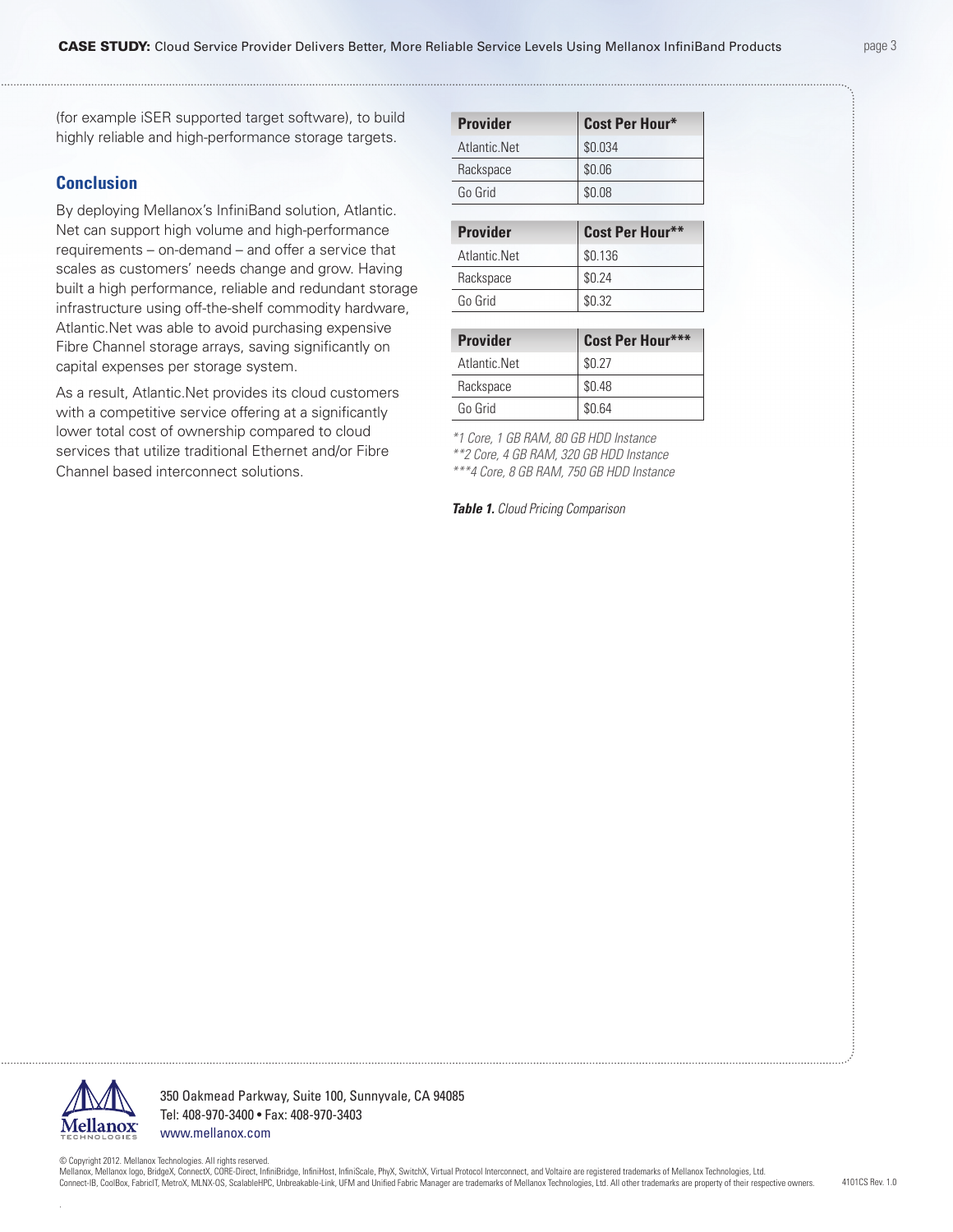(for example iSER supported target software), to build highly reliable and high-performance storage targets.

## Conclusion

By deploying Mellanox's InfiniBand solution, Atlantic.Net can support high volume and high-performance requirements – on-demand – and offer a service that scales as customers' needs change and grow. Having built a high performance, reliable and redundant storage infrastructure using off-the-shelf commodity hardware, Atlantic.Net was able to avoid purchasing expensive Fibre Channel storage arrays, saving significantly on capital expenses per storage system.

As a result, Atlantic.Net provides its cloud customers with a competitive service offering at a significantly lower total cost of ownership compared to cloud services that utilize traditional Ethernet and/or Fibre Channel based interconnect solutions.

| Provider | Cost Per Hour* |
|---|---|
| Atlantic.Net | $0.034 |
| Rackspace | $0.06 |
| Go Grid | $0.08 |

| Provider | Cost Per Hour** |
|---|---|
| Atlantic.Net | $0.136 |
| Rackspace | $0.24 |
| Go Grid | $0.32 |

| Provider | Cost Per Hour*** |
|---|---|
| Atlantic.Net | $0.27 |
| Rackspace | $0.48 |
| Go Grid | $0.64 |

*\*1 Core, 1 GB RAM, 80 GB HDD Instance*
*\*\*2 Core, 4 GB RAM, 320 GB HDD Instance*
*\*\*\*4 Core, 8 GB RAM, 750 GB HDD Instance*

***Table 1.*** *Cloud Pricing Comparison*

350 Oakmead Parkway, Suite 100, Sunnyvale, CA 94085
Tel: 408-970-3400 • Fax: 408-970-3403
www.mellanox.com

© Copyright 2012. Mellanox Technologies. All rights reserved.
Mellanox, Mellanox logo, BridgeX, ConnectX, CORE-Direct, InfiniBridge, InfiniHost, InfiniScale, PhyX, SwitchX, Virtual Protocol Interconnect, and Voltaire are registered trademarks of Mellanox Technologies, Ltd.
Connect-IB, CoolBox, FabricIT, MetroX, MLNX-OS, ScalableHPC, Unbreakable-Link, UFM and Unified Fabric Manager are trademarks of Mellanox Technologies, Ltd. All other trademarks are property of their respective owners.

4101CS Rev. 1.0